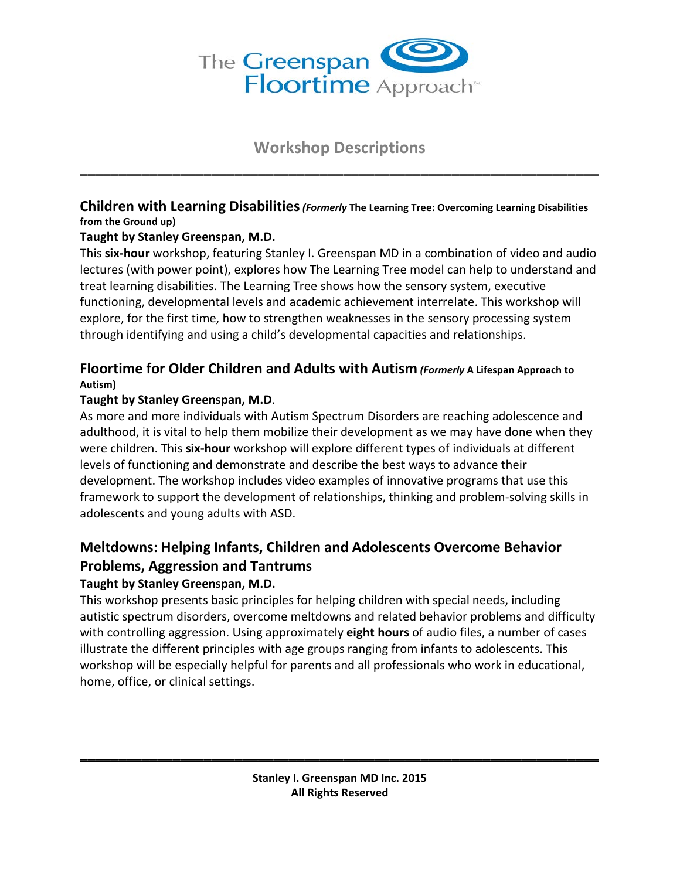The Greenspan Floortime Approach™

# Workshop Descriptions

---

## Children with Learning Disabilities *(Formerly* **The Learning Tree: Overcoming Learning Disabilities from the Ground up)**

**Taught by Stanley Greenspan, M.D.**

This **six-hour** workshop, featuring Stanley I. Greenspan MD in a combination of video and audio lectures (with power point), explores how The Learning Tree model can help to understand and treat learning disabilities. The Learning Tree shows how the sensory system, executive functioning, developmental levels and academic achievement interrelate. This workshop will explore, for the first time, how to strengthen weaknesses in the sensory processing system through identifying and using a child's developmental capacities and relationships.

## Floortime for Older Children and Adults with Autism *(Formerly* **A Lifespan Approach to Autism)**

**Taught by Stanley Greenspan, M.D**.

As more and more individuals with Autism Spectrum Disorders are reaching adolescence and adulthood, it is vital to help them mobilize their development as we may have done when they were children. This **six-hour** workshop will explore different types of individuals at different levels of functioning and demonstrate and describe the best ways to advance their development. The workshop includes video examples of innovative programs that use this framework to support the development of relationships, thinking and problem-solving skills in adolescents and young adults with ASD.

## Meltdowns: Helping Infants, Children and Adolescents Overcome Behavior Problems, Aggression and Tantrums

**Taught by Stanley Greenspan, M.D.**

This workshop presents basic principles for helping children with special needs, including autistic spectrum disorders, overcome meltdowns and related behavior problems and difficulty with controlling aggression. Using approximately **eight hours** of audio files, a number of cases illustrate the different principles with age groups ranging from infants to adolescents. This workshop will be especially helpful for parents and all professionals who work in educational, home, office, or clinical settings.

---

**Stanley I. Greenspan MD Inc. 2015**
**All Rights Reserved**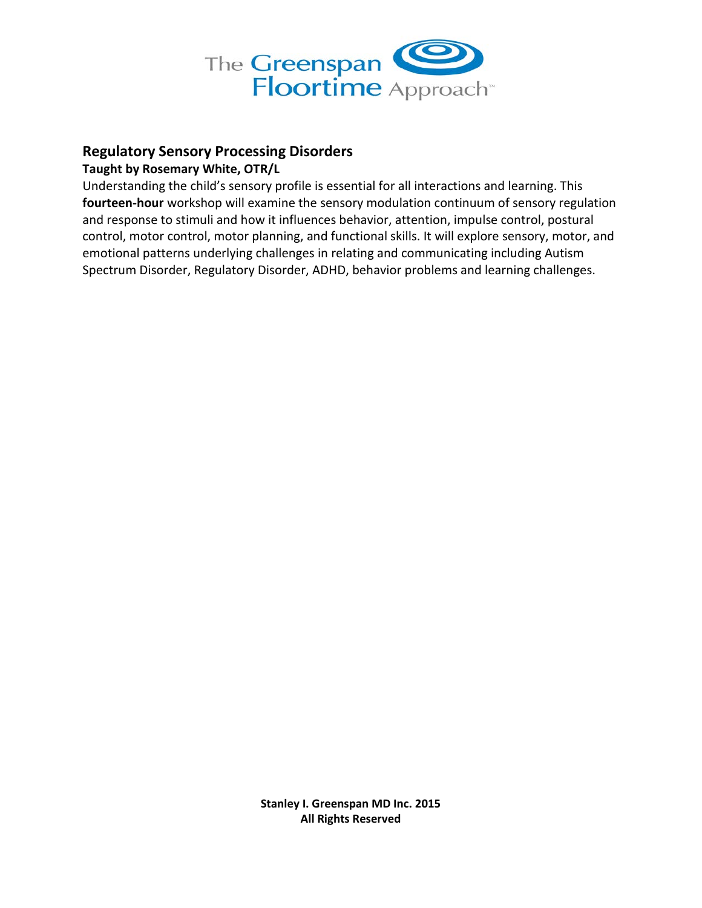The Greenspan Floortime Approach™

## Regulatory Sensory Processing Disorders

**Taught by Rosemary White, OTR/L**

Understanding the child's sensory profile is essential for all interactions and learning. This **fourteen-hour** workshop will examine the sensory modulation continuum of sensory regulation and response to stimuli and how it influences behavior, attention, impulse control, postural control, motor control, motor planning, and functional skills. It will explore sensory, motor, and emotional patterns underlying challenges in relating and communicating including Autism Spectrum Disorder, Regulatory Disorder, ADHD, behavior problems and learning challenges.

**Stanley I. Greenspan MD Inc. 2015**
**All Rights Reserved**